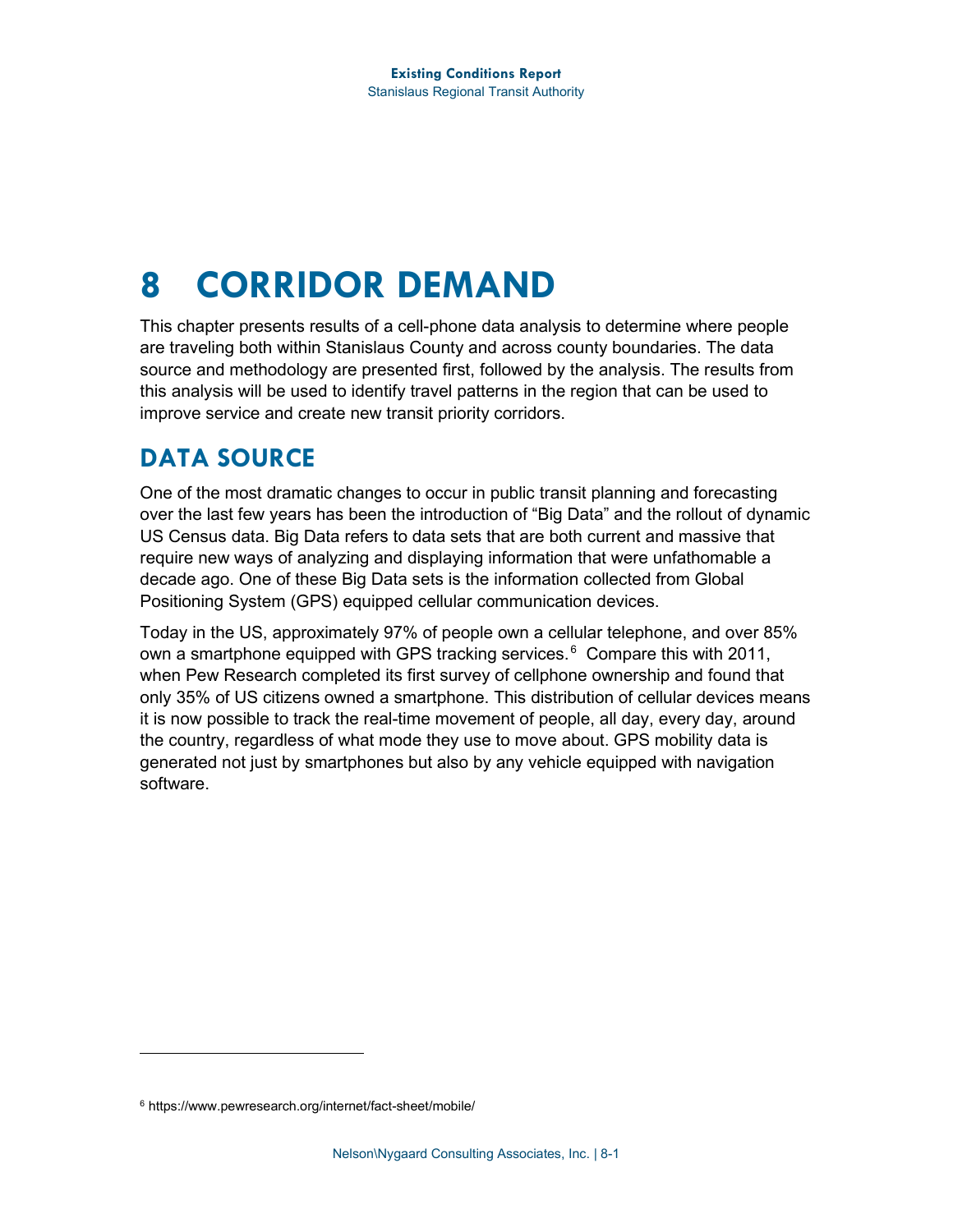# 8 CORRIDOR DEMAND

This chapter presents results of a cell-phone data analysis to determine where people are traveling both within Stanislaus County and across county boundaries. The data source and methodology are presented first, followed by the analysis. The results from this analysis will be used to identify travel patterns in the region that can be used to improve service and create new transit priority corridors.

## DATA SOURCE

One of the most dramatic changes to occur in public transit planning and forecasting over the last few years has been the introduction of "Big Data" and the rollout of dynamic US Census data. Big Data refers to data sets that are both current and massive that require new ways of analyzing and displaying information that were unfathomable a decade ago. One of these Big Data sets is the information collected from Global Positioning System (GPS) equipped cellular communication devices.

Today in the US, approximately 97% of people own a cellular telephone, and over 85% own a smartphone equipped with GPS tracking services.[6] Compare this with 2011, when Pew Research completed its first survey of cellphone ownership and found that only 35% of US citizens owned a smartphone. This distribution of cellular devices means it is now possible to track the real-time movement of people, all day, every day, around the country, regardless of what mode they use to move about. GPS mobility data is generated not just by smartphones but also by any vehicle equipped with navigation software.

[6] https://www.pewresearch.org/internet/fact-sheet/mobile/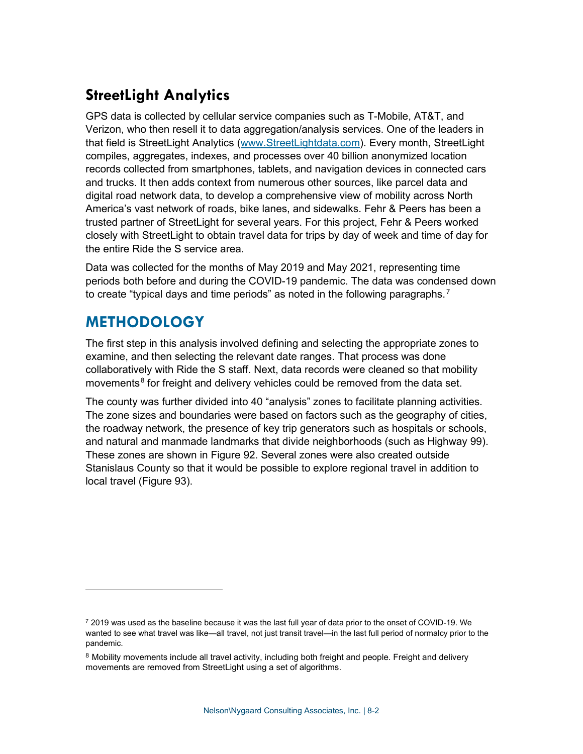## StreetLight Analytics

GPS data is collected by cellular service companies such as T-Mobile, AT&T, and Verizon, who then resell it to data aggregation/analysis services. One of the leaders in that field is StreetLight Analytics ([www.StreetLightdata.com](www.StreetLightdata.com)). Every month, StreetLight compiles, aggregates, indexes, and processes over 40 billion anonymized location records collected from smartphones, tablets, and navigation devices in connected cars and trucks. It then adds context from numerous other sources, like parcel data and digital road network data, to develop a comprehensive view of mobility across North America's vast network of roads, bike lanes, and sidewalks. Fehr & Peers has been a trusted partner of StreetLight for several years. For this project, Fehr & Peers worked closely with StreetLight to obtain travel data for trips by day of week and time of day for the entire Ride the S service area.

Data was collected for the months of May 2019 and May 2021, representing time periods both before and during the COVID-19 pandemic. The data was condensed down to create "typical days and time periods" as noted in the following paragraphs.[7]

# METHODOLOGY

The first step in this analysis involved defining and selecting the appropriate zones to examine, and then selecting the relevant date ranges. That process was done collaboratively with Ride the S staff. Next, data records were cleaned so that mobility movements[8] for freight and delivery vehicles could be removed from the data set.

The county was further divided into 40 "analysis" zones to facilitate planning activities. The zone sizes and boundaries were based on factors such as the geography of cities, the roadway network, the presence of key trip generators such as hospitals or schools, and natural and manmade landmarks that divide neighborhoods (such as Highway 99). These zones are shown in Figure 92. Several zones were also created outside Stanislaus County so that it would be possible to explore regional travel in addition to local travel (Figure 93).

---

[7] 2019 was used as the baseline because it was the last full year of data prior to the onset of COVID-19. We wanted to see what travel was like—all travel, not just transit travel—in the last full period of normalcy prior to the pandemic.

[8] Mobility movements include all travel activity, including both freight and people. Freight and delivery movements are removed from StreetLight using a set of algorithms.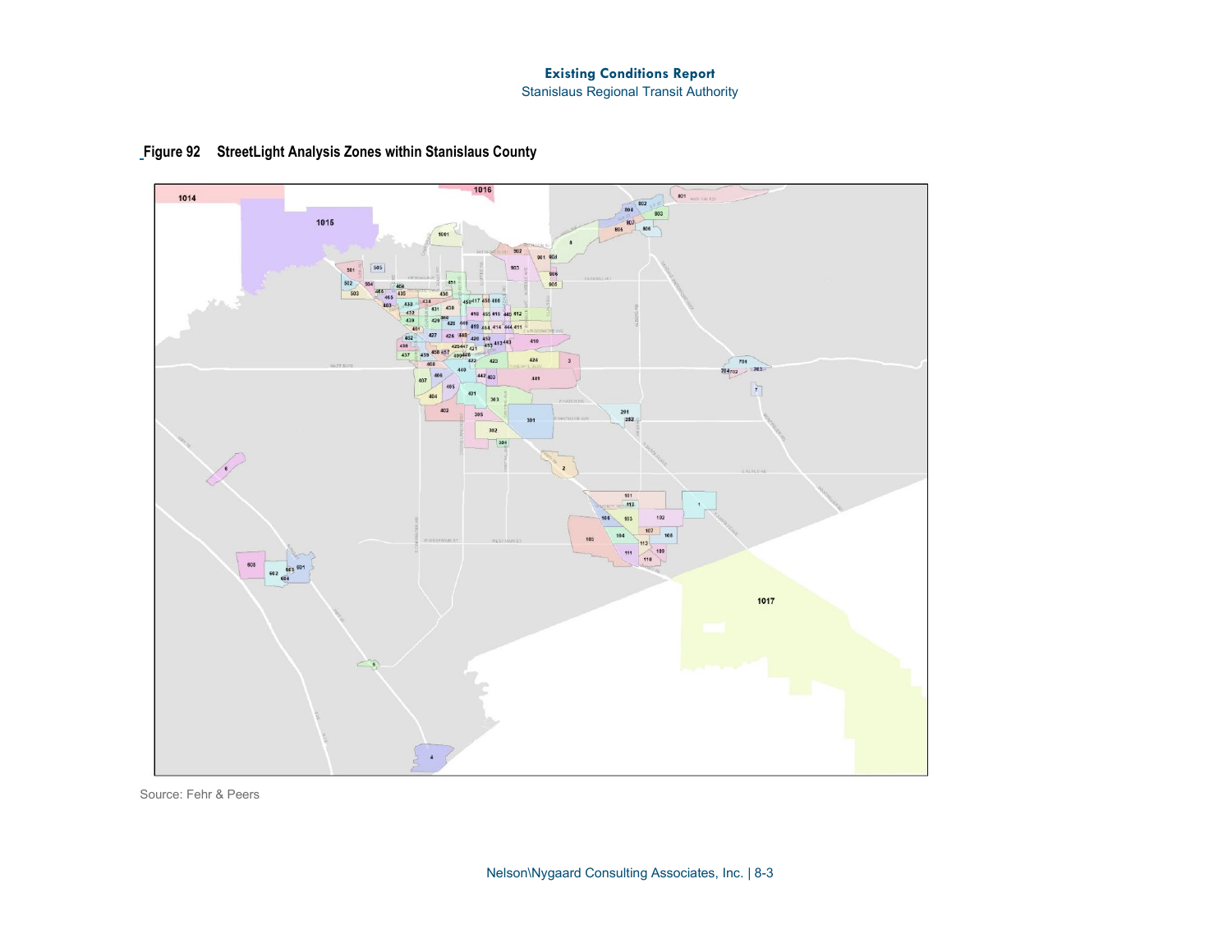Figure 92 StreetLight Analysis Zones within Stanislaus County

Source: Fehr & Peers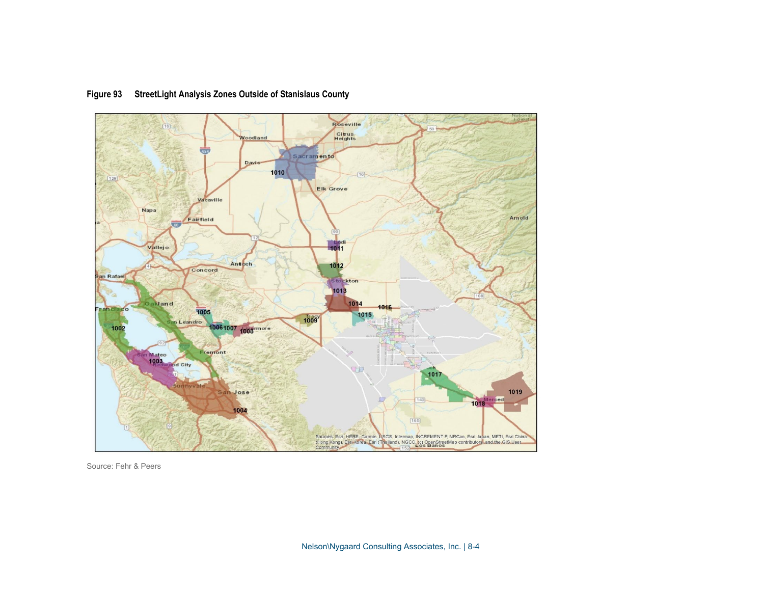**Figure 93 StreetLight Analysis Zones Outside of Stanislaus County**

Source: Fehr & Peers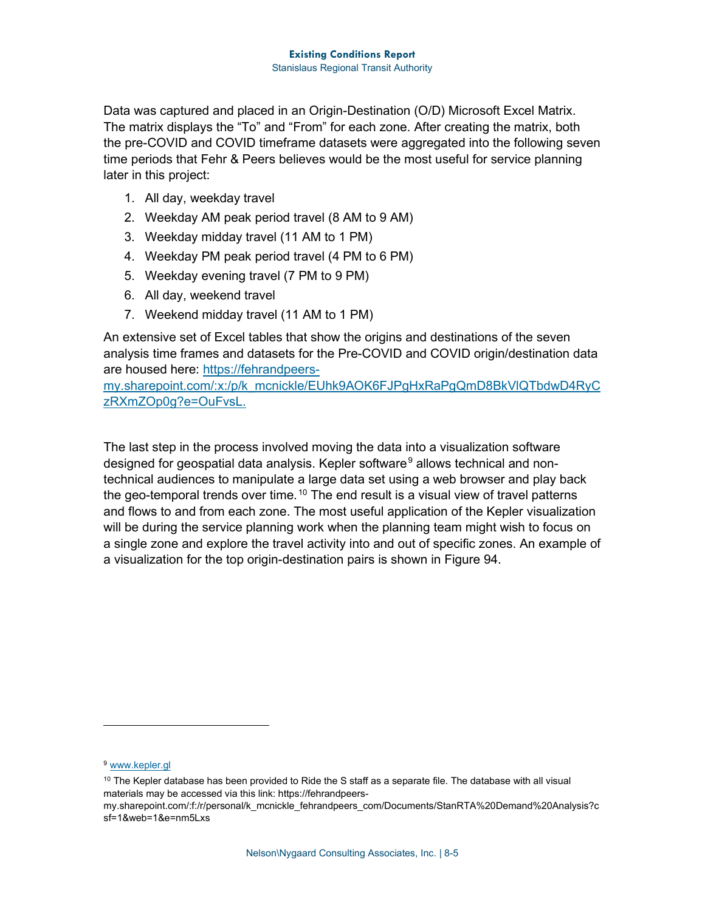Data was captured and placed in an Origin-Destination (O/D) Microsoft Excel Matrix. The matrix displays the "To" and "From" for each zone. After creating the matrix, both the pre-COVID and COVID timeframe datasets were aggregated into the following seven time periods that Fehr & Peers believes would be the most useful for service planning later in this project:

1. All day, weekday travel
2. Weekday AM peak period travel (8 AM to 9 AM)
3. Weekday midday travel (11 AM to 1 PM)
4. Weekday PM peak period travel (4 PM to 6 PM)
5. Weekday evening travel (7 PM to 9 PM)
6. All day, weekend travel
7. Weekend midday travel (11 AM to 1 PM)

An extensive set of Excel tables that show the origins and destinations of the seven analysis time frames and datasets for the Pre-COVID and COVID origin/destination data are housed here: [https://fehrandpeers-my.sharepoint.com/:x:/p/k_mcnickle/EUhk9AOK6FJPgHxRaPgQmD8BkVlQTbdwD4RyCzRXmZOp0g?e=OuFvsL.](https://fehrandpeers-my.sharepoint.com/:x:/p/k_mcnickle/EUhk9AOK6FJPgHxRaPgQmD8BkVlQTbdwD4RyCzRXmZOp0g?e=OuFvsL)

The last step in the process involved moving the data into a visualization software designed for geospatial data analysis. Kepler software[9] allows technical and non-technical audiences to manipulate a large data set using a web browser and play back the geo-temporal trends over time.[10] The end result is a visual view of travel patterns and flows to and from each zone. The most useful application of the Kepler visualization will be during the service planning work when the planning team might wish to focus on a single zone and explore the travel activity into and out of specific zones. An example of a visualization for the top origin-destination pairs is shown in Figure 94.

---

[9] [www.kepler.gl](http://www.kepler.gl)

[10] The Kepler database has been provided to Ride the S staff as a separate file. The database with all visual materials may be accessed via this link: https://fehrandpeers-my.sharepoint.com/:f:/r/personal/k_mcnickle_fehrandpeers_com/Documents/StanRTA%20Demand%20Analysis?csf=1&web=1&e=nm5Lxs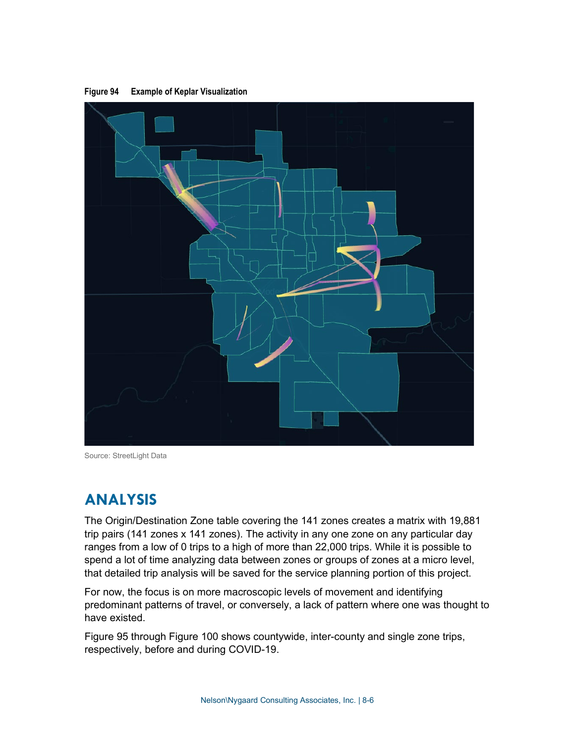**Figure 94 Example of Keplar Visualization**

Source: StreetLight Data

## ANALYSIS

The Origin/Destination Zone table covering the 141 zones creates a matrix with 19,881 trip pairs (141 zones x 141 zones). The activity in any one zone on any particular day ranges from a low of 0 trips to a high of more than 22,000 trips. While it is possible to spend a lot of time analyzing data between zones or groups of zones at a micro level, that detailed trip analysis will be saved for the service planning portion of this project.

For now, the focus is on more macroscopic levels of movement and identifying predominant patterns of travel, or conversely, a lack of pattern where one was thought to have existed.

Figure 95 through Figure 100 shows countywide, inter-county and single zone trips, respectively, before and during COVID-19.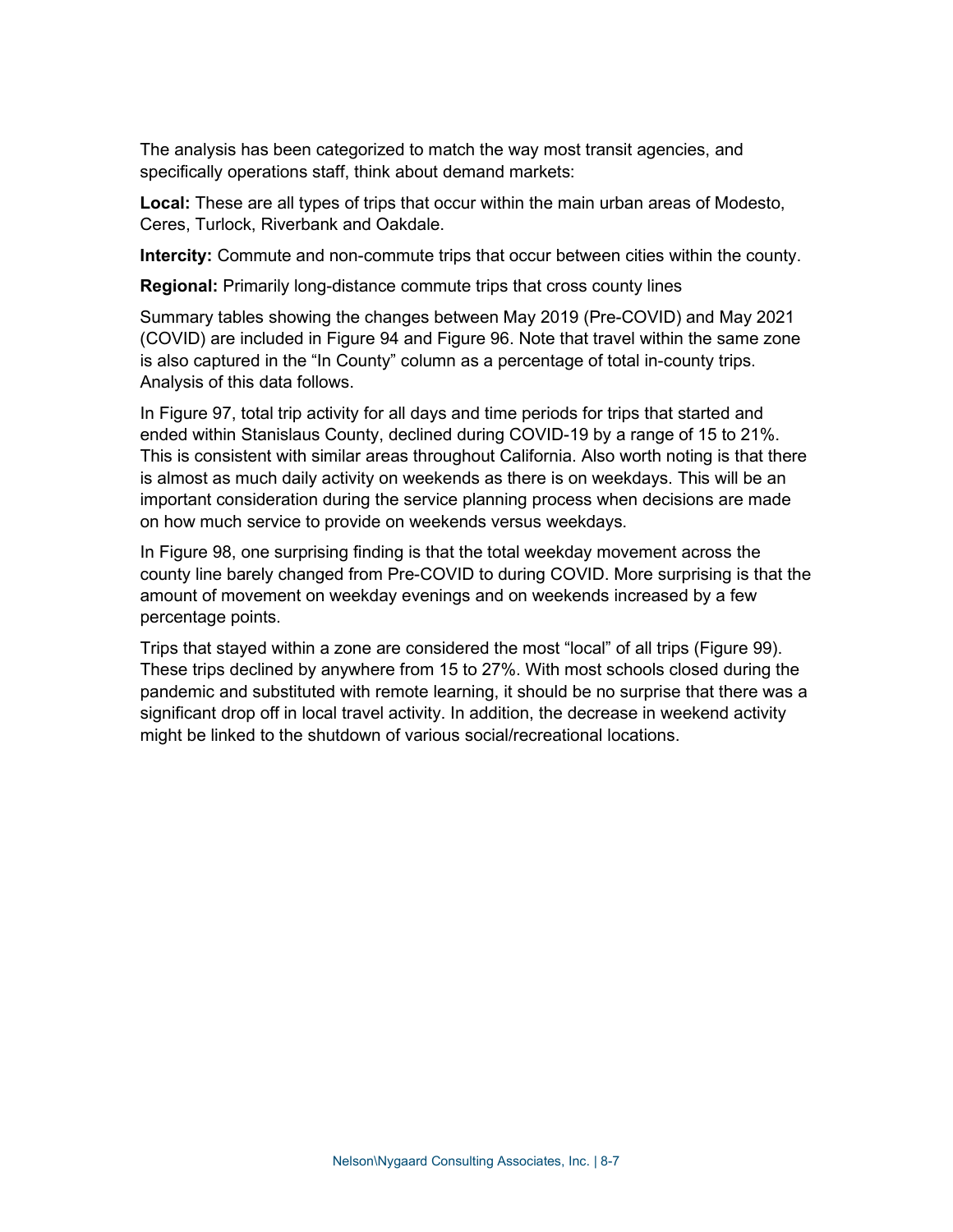The analysis has been categorized to match the way most transit agencies, and specifically operations staff, think about demand markets:

**Local:** These are all types of trips that occur within the main urban areas of Modesto, Ceres, Turlock, Riverbank and Oakdale.

**Intercity:** Commute and non-commute trips that occur between cities within the county.

**Regional:** Primarily long-distance commute trips that cross county lines

Summary tables showing the changes between May 2019 (Pre-COVID) and May 2021 (COVID) are included in Figure 94 and Figure 96. Note that travel within the same zone is also captured in the "In County" column as a percentage of total in-county trips. Analysis of this data follows.

In Figure 97, total trip activity for all days and time periods for trips that started and ended within Stanislaus County, declined during COVID-19 by a range of 15 to 21%. This is consistent with similar areas throughout California. Also worth noting is that there is almost as much daily activity on weekends as there is on weekdays. This will be an important consideration during the service planning process when decisions are made on how much service to provide on weekends versus weekdays.

In Figure 98, one surprising finding is that the total weekday movement across the county line barely changed from Pre-COVID to during COVID. More surprising is that the amount of movement on weekday evenings and on weekends increased by a few percentage points.

Trips that stayed within a zone are considered the most "local" of all trips (Figure 99). These trips declined by anywhere from 15 to 27%. With most schools closed during the pandemic and substituted with remote learning, it should be no surprise that there was a significant drop off in local travel activity. In addition, the decrease in weekend activity might be linked to the shutdown of various social/recreational locations.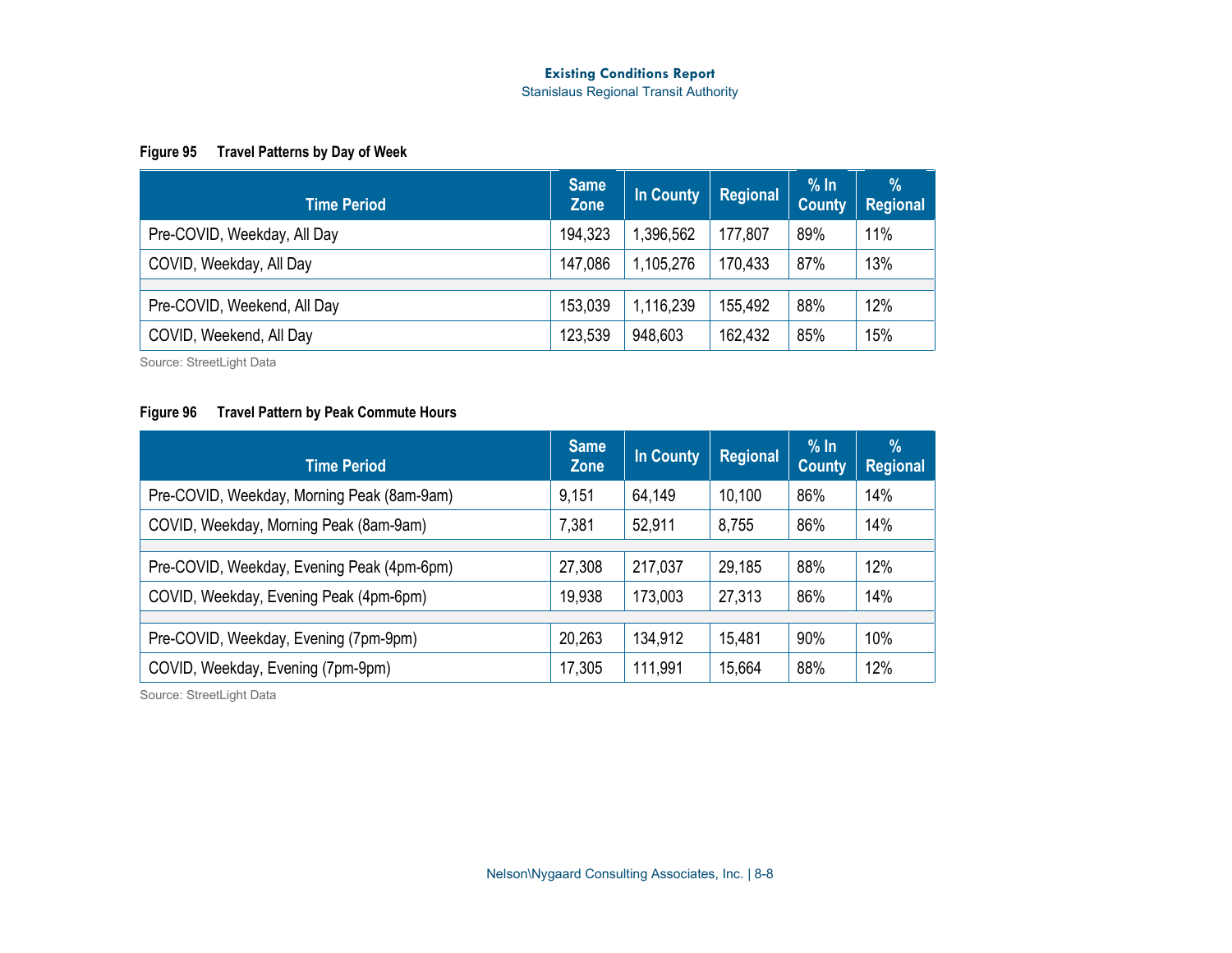**Figure 95 Travel Patterns by Day of Week**

| Time Period | Same Zone | In County | Regional | % In County | % Regional |
|---|---|---|---|---|---|
| Pre-COVID, Weekday, All Day | 194,323 | 1,396,562 | 177,807 | 89% | 11% |
| COVID, Weekday, All Day | 147,086 | 1,105,276 | 170,433 | 87% | 13% |
| | | | | | |
| Pre-COVID, Weekend, All Day | 153,039 | 1,116,239 | 155,492 | 88% | 12% |
| COVID, Weekend, All Day | 123,539 | 948,603 | 162,432 | 85% | 15% |

Source: StreetLight Data

**Figure 96 Travel Pattern by Peak Commute Hours**

| Time Period | Same Zone | In County | Regional | % In County | % Regional |
|---|---|---|---|---|---|
| Pre-COVID, Weekday, Morning Peak (8am-9am) | 9,151 | 64,149 | 10,100 | 86% | 14% |
| COVID, Weekday, Morning Peak (8am-9am) | 7,381 | 52,911 | 8,755 | 86% | 14% |
| | | | | | |
| Pre-COVID, Weekday, Evening Peak (4pm-6pm) | 27,308 | 217,037 | 29,185 | 88% | 12% |
| COVID, Weekday, Evening Peak (4pm-6pm) | 19,938 | 173,003 | 27,313 | 86% | 14% |
| | | | | | |
| Pre-COVID, Weekday, Evening (7pm-9pm) | 20,263 | 134,912 | 15,481 | 90% | 10% |
| COVID, Weekday, Evening (7pm-9pm) | 17,305 | 111,991 | 15,664 | 88% | 12% |

Source: StreetLight Data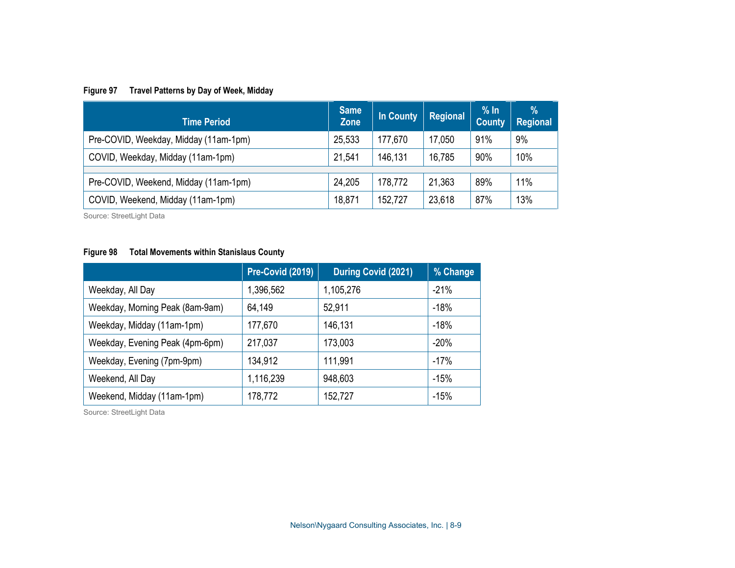**Figure 97 Travel Patterns by Day of Week, Midday**

| Time Period | Same Zone | In County | Regional | % In County | % Regional |
|---|---|---|---|---|---|
| Pre-COVID, Weekday, Midday (11am-1pm) | 25,533 | 177,670 | 17,050 | 91% | 9% |
| COVID, Weekday, Midday (11am-1pm) | 21,541 | 146,131 | 16,785 | 90% | 10% |
| | | | | | |
| Pre-COVID, Weekend, Midday (11am-1pm) | 24,205 | 178,772 | 21,363 | 89% | 11% |
| COVID, Weekend, Midday (11am-1pm) | 18,871 | 152,727 | 23,618 | 87% | 13% |

Source: StreetLight Data

**Figure 98 Total Movements within Stanislaus County**

| | Pre-Covid (2019) | During Covid (2021) | % Change |
|---|---|---|---|
| Weekday, All Day | 1,396,562 | 1,105,276 | -21% |
| Weekday, Morning Peak (8am-9am) | 64,149 | 52,911 | -18% |
| Weekday, Midday (11am-1pm) | 177,670 | 146,131 | -18% |
| Weekday, Evening Peak (4pm-6pm) | 217,037 | 173,003 | -20% |
| Weekday, Evening (7pm-9pm) | 134,912 | 111,991 | -17% |
| Weekend, All Day | 1,116,239 | 948,603 | -15% |
| Weekend, Midday (11am-1pm) | 178,772 | 152,727 | -15% |

Source: StreetLight Data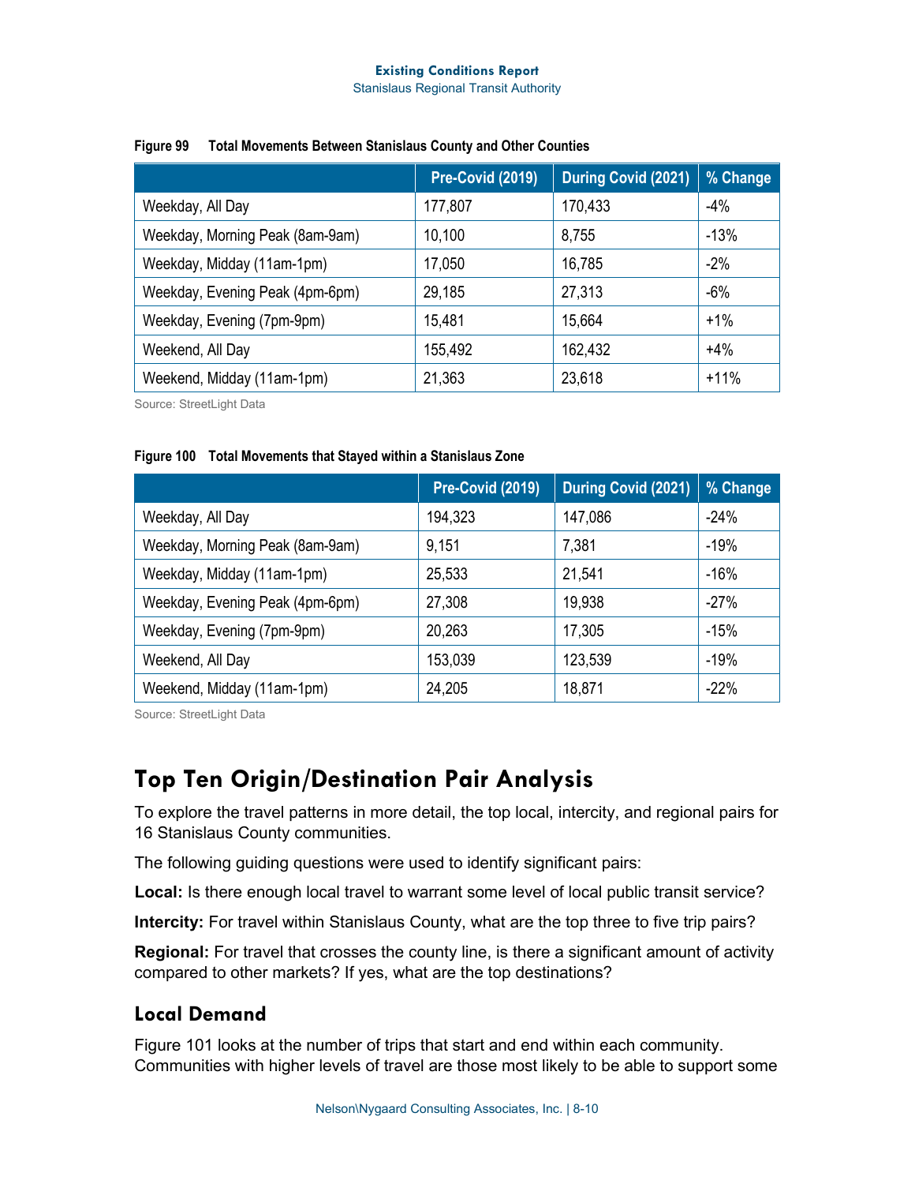Figure 99 Total Movements Between Stanislaus County and Other Counties

| | Pre-Covid (2019) | During Covid (2021) | % Change |
|---|---|---|---|
| Weekday, All Day | 177,807 | 170,433 | -4% |
| Weekday, Morning Peak (8am-9am) | 10,100 | 8,755 | -13% |
| Weekday, Midday (11am-1pm) | 17,050 | 16,785 | -2% |
| Weekday, Evening Peak (4pm-6pm) | 29,185 | 27,313 | -6% |
| Weekday, Evening (7pm-9pm) | 15,481 | 15,664 | +1% |
| Weekend, All Day | 155,492 | 162,432 | +4% |
| Weekend, Midday (11am-1pm) | 21,363 | 23,618 | +11% |

Source: StreetLight Data

Figure 100 Total Movements that Stayed within a Stanislaus Zone

| | Pre-Covid (2019) | During Covid (2021) | % Change |
|---|---|---|---|
| Weekday, All Day | 194,323 | 147,086 | -24% |
| Weekday, Morning Peak (8am-9am) | 9,151 | 7,381 | -19% |
| Weekday, Midday (11am-1pm) | 25,533 | 21,541 | -16% |
| Weekday, Evening Peak (4pm-6pm) | 27,308 | 19,938 | -27% |
| Weekday, Evening (7pm-9pm) | 20,263 | 17,305 | -15% |
| Weekend, All Day | 153,039 | 123,539 | -19% |
| Weekend, Midday (11am-1pm) | 24,205 | 18,871 | -22% |

Source: StreetLight Data

# Top Ten Origin/Destination Pair Analysis

To explore the travel patterns in more detail, the top local, intercity, and regional pairs for 16 Stanislaus County communities.

The following guiding questions were used to identify significant pairs:

**Local:** Is there enough local travel to warrant some level of local public transit service?

**Intercity:** For travel within Stanislaus County, what are the top three to five trip pairs?

**Regional:** For travel that crosses the county line, is there a significant amount of activity compared to other markets? If yes, what are the top destinations?

## Local Demand

Figure 101 looks at the number of trips that start and end within each community. Communities with higher levels of travel are those most likely to be able to support some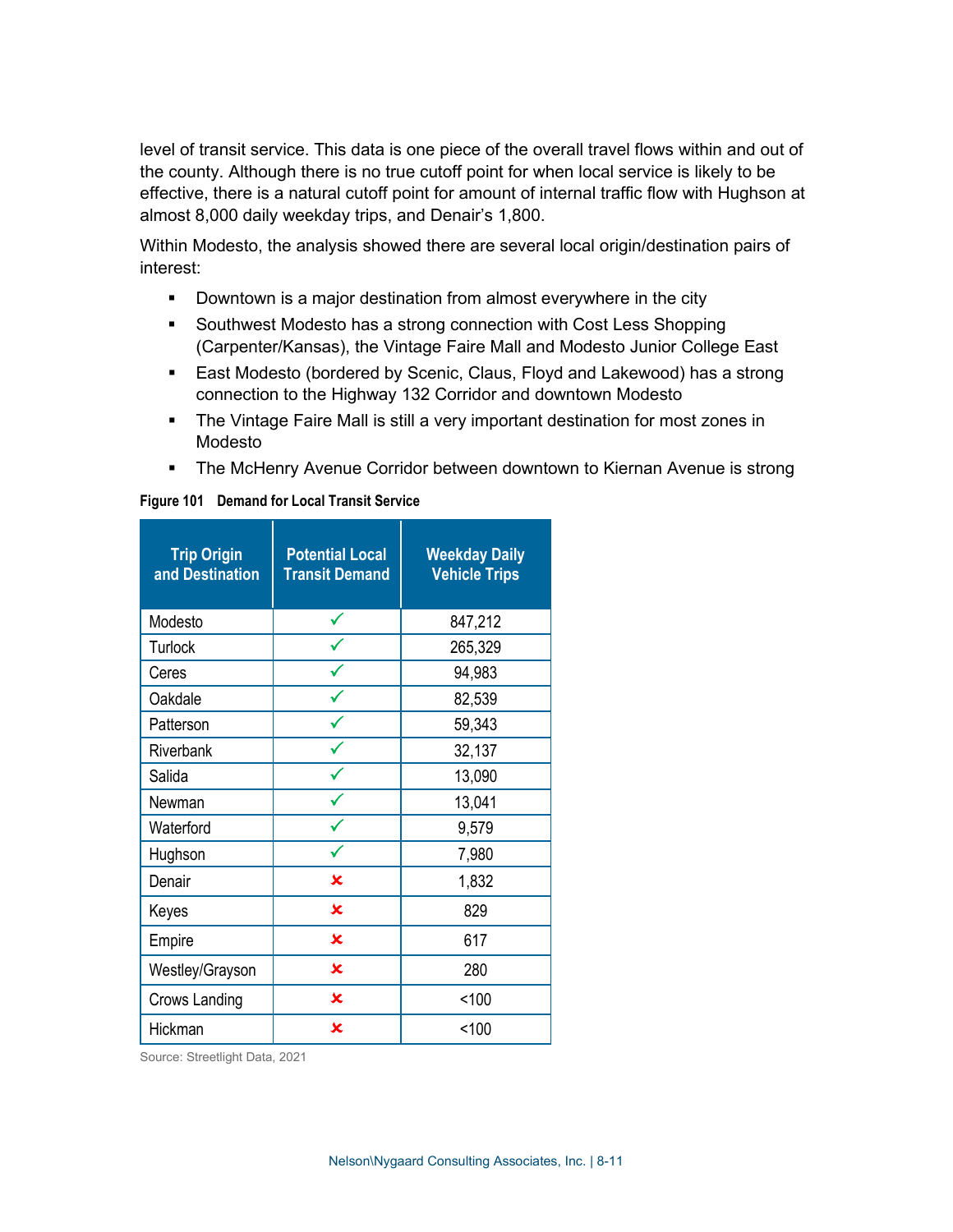level of transit service. This data is one piece of the overall travel flows within and out of the county. Although there is no true cutoff point for when local service is likely to be effective, there is a natural cutoff point for amount of internal traffic flow with Hughson at almost 8,000 daily weekday trips, and Denair's 1,800.

Within Modesto, the analysis showed there are several local origin/destination pairs of interest:

- Downtown is a major destination from almost everywhere in the city
- Southwest Modesto has a strong connection with Cost Less Shopping (Carpenter/Kansas), the Vintage Faire Mall and Modesto Junior College East
- East Modesto (bordered by Scenic, Claus, Floyd and Lakewood) has a strong connection to the Highway 132 Corridor and downtown Modesto
- The Vintage Faire Mall is still a very important destination for most zones in Modesto
- The McHenry Avenue Corridor between downtown to Kiernan Avenue is strong

**Figure 101 Demand for Local Transit Service**

| Trip Origin and Destination | Potential Local Transit Demand | Weekday Daily Vehicle Trips |
|---|---|---|
| Modesto | ✓ | 847,212 |
| Turlock | ✓ | 265,329 |
| Ceres | ✓ | 94,983 |
| Oakdale | ✓ | 82,539 |
| Patterson | ✓ | 59,343 |
| Riverbank | ✓ | 32,137 |
| Salida | ✓ | 13,090 |
| Newman | ✓ | 13,041 |
| Waterford | ✓ | 9,579 |
| Hughson | ✓ | 7,980 |
| Denair | ✗ | 1,832 |
| Keyes | ✗ | 829 |
| Empire | ✗ | 617 |
| Westley/Grayson | ✗ | 280 |
| Crows Landing | ✗ | <100 |
| Hickman | ✗ | <100 |

Source: Streetlight Data, 2021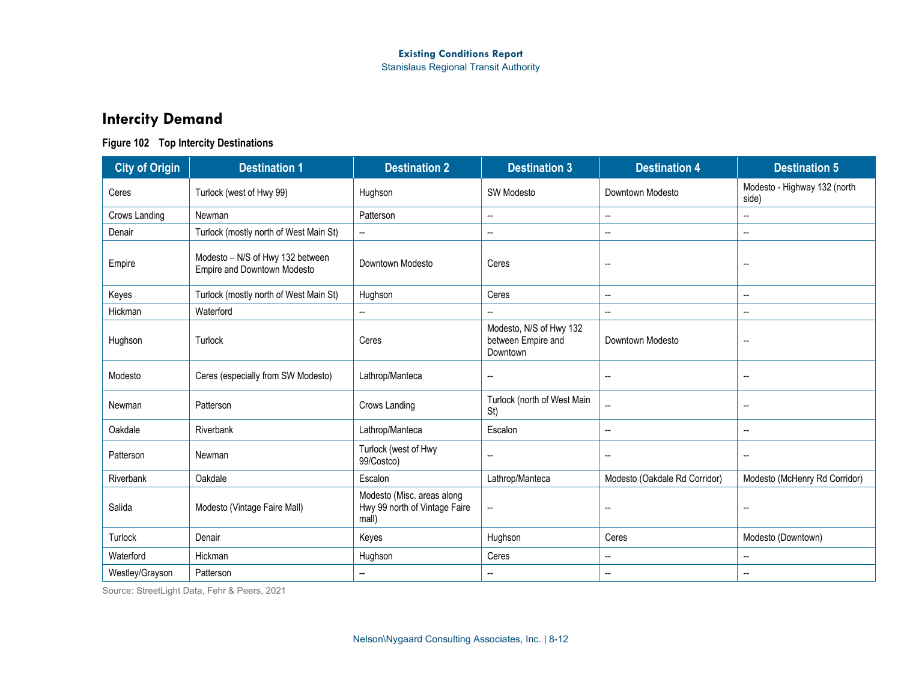## Intercity Demand

**Figure 102 Top Intercity Destinations**

| City of Origin | Destination 1 | Destination 2 | Destination 3 | Destination 4 | Destination 5 |
|---|---|---|---|---|---|
| Ceres | Turlock (west of Hwy 99) | Hughson | SW Modesto | Downtown Modesto | Modesto - Highway 132 (north side) |
| Crows Landing | Newman | Patterson | -- | -- | -- |
| Denair | Turlock (mostly north of West Main St) | -- | -- | -- | -- |
| Empire | Modesto – N/S of Hwy 132 between Empire and Downtown Modesto | Downtown Modesto | Ceres | -- | -- |
| Keyes | Turlock (mostly north of West Main St) | Hughson | Ceres | -- | -- |
| Hickman | Waterford | -- | -- | -- | -- |
| Hughson | Turlock | Ceres | Modesto, N/S of Hwy 132 between Empire and Downtown | Downtown Modesto | -- |
| Modesto | Ceres (especially from SW Modesto) | Lathrop/Manteca | -- | -- | -- |
| Newman | Patterson | Crows Landing | Turlock (north of West Main St) | -- | -- |
| Oakdale | Riverbank | Lathrop/Manteca | Escalon | -- | -- |
| Patterson | Newman | Turlock (west of Hwy 99/Costco) | -- | -- | -- |
| Riverbank | Oakdale | Escalon | Lathrop/Manteca | Modesto (Oakdale Rd Corridor) | Modesto (McHenry Rd Corridor) |
| Salida | Modesto (Vintage Faire Mall) | Modesto (Misc. areas along Hwy 99 north of Vintage Faire mall) | -- | -- | -- |
| Turlock | Denair | Keyes | Hughson | Ceres | Modesto (Downtown) |
| Waterford | Hickman | Hughson | Ceres | -- | -- |
| Westley/Grayson | Patterson | -- | -- | -- | -- |

Source: StreetLight Data, Fehr & Peers, 2021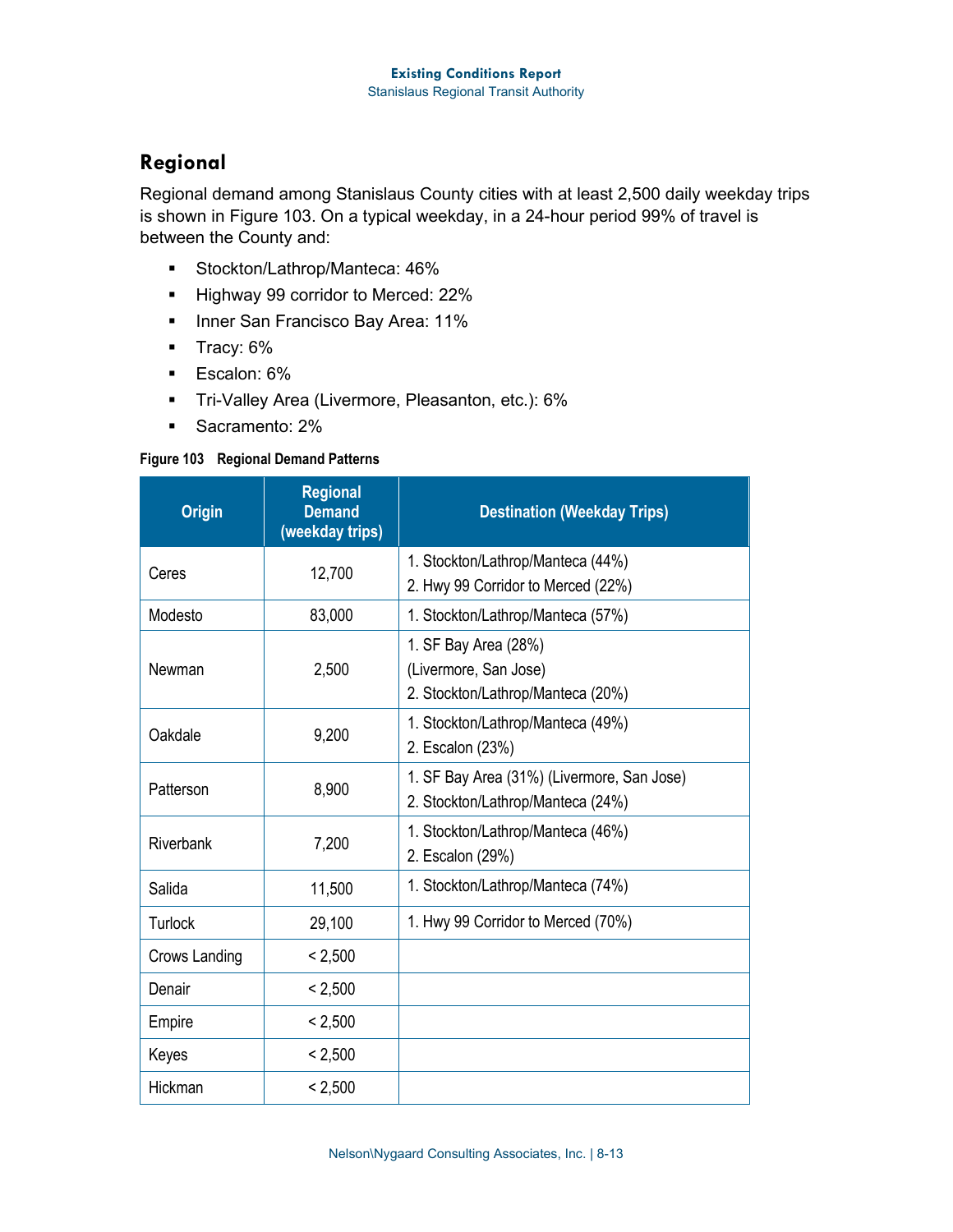## Regional

Regional demand among Stanislaus County cities with at least 2,500 daily weekday trips is shown in Figure 103. On a typical weekday, in a 24-hour period 99% of travel is between the County and:

- Stockton/Lathrop/Manteca: 46%
- Highway 99 corridor to Merced: 22%
- Inner San Francisco Bay Area: 11%
- Tracy: 6%
- Escalon: 6%
- Tri-Valley Area (Livermore, Pleasanton, etc.): 6%
- Sacramento: 2%

**Figure 103 Regional Demand Patterns**

| Origin | Regional Demand (weekday trips) | Destination (Weekday Trips) |
|---|---|---|
| Ceres | 12,700 | 1. Stockton/Lathrop/Manteca (44%)<br>2. Hwy 99 Corridor to Merced (22%) |
| Modesto | 83,000 | 1. Stockton/Lathrop/Manteca (57%) |
| Newman | 2,500 | 1. SF Bay Area (28%)<br>(Livermore, San Jose)<br>2. Stockton/Lathrop/Manteca (20%) |
| Oakdale | 9,200 | 1. Stockton/Lathrop/Manteca (49%)<br>2. Escalon (23%) |
| Patterson | 8,900 | 1. SF Bay Area (31%) (Livermore, San Jose)<br>2. Stockton/Lathrop/Manteca (24%) |
| Riverbank | 7,200 | 1. Stockton/Lathrop/Manteca (46%)<br>2. Escalon (29%) |
| Salida | 11,500 | 1. Stockton/Lathrop/Manteca (74%) |
| Turlock | 29,100 | 1. Hwy 99 Corridor to Merced (70%) |
| Crows Landing | < 2,500 | |
| Denair | < 2,500 | |
| Empire | < 2,500 | |
| Keyes | < 2,500 | |
| Hickman | < 2,500 | |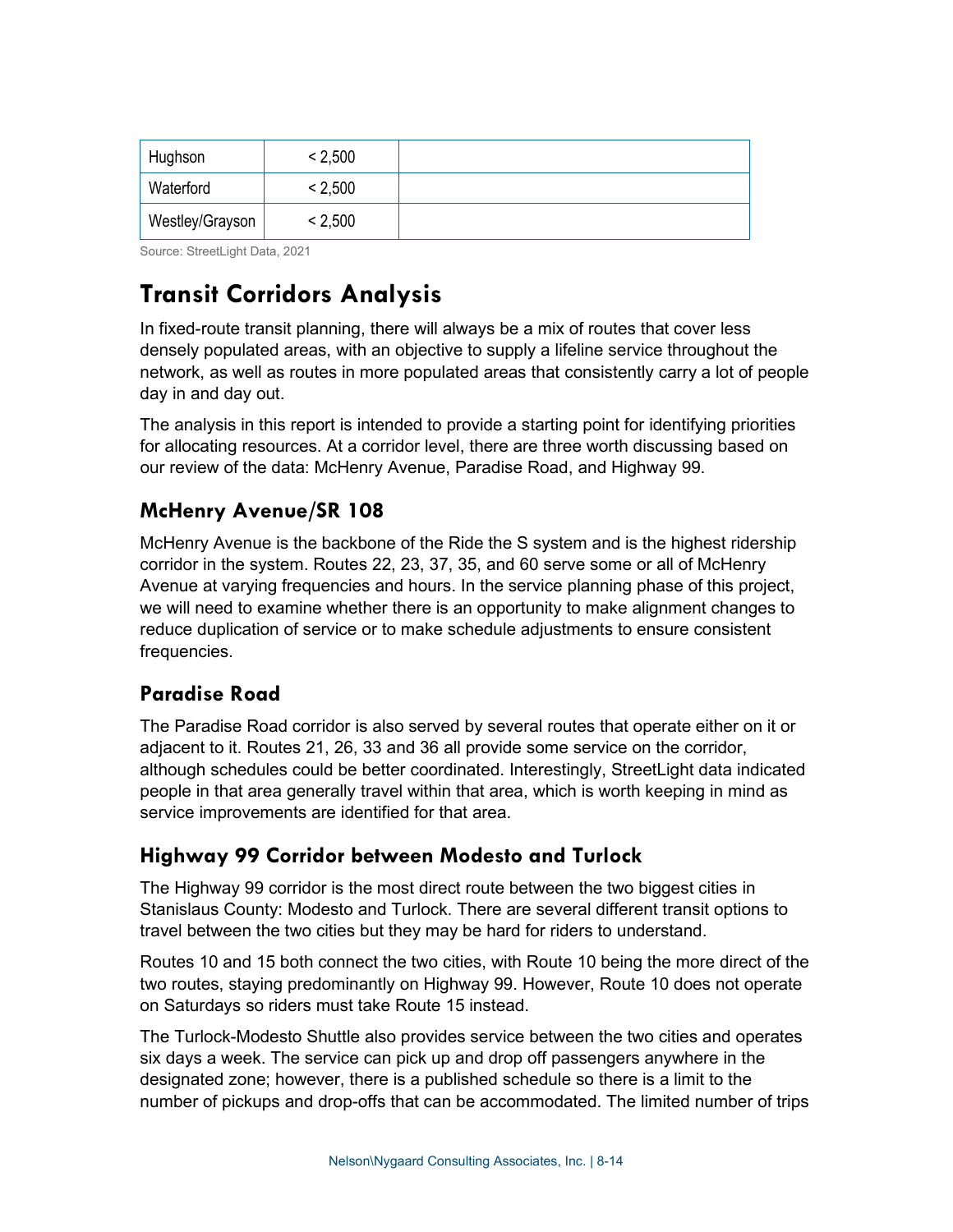| Hughson | < 2,500 | |
|---|---|---|
| Waterford | < 2,500 | |
| Westley/Grayson | < 2,500 | |

Source: StreetLight Data, 2021

# Transit Corridors Analysis

In fixed-route transit planning, there will always be a mix of routes that cover less densely populated areas, with an objective to supply a lifeline service throughout the network, as well as routes in more populated areas that consistently carry a lot of people day in and day out.

The analysis in this report is intended to provide a starting point for identifying priorities for allocating resources. At a corridor level, there are three worth discussing based on our review of the data: McHenry Avenue, Paradise Road, and Highway 99.

## McHenry Avenue/SR 108

McHenry Avenue is the backbone of the Ride the S system and is the highest ridership corridor in the system. Routes 22, 23, 37, 35, and 60 serve some or all of McHenry Avenue at varying frequencies and hours. In the service planning phase of this project, we will need to examine whether there is an opportunity to make alignment changes to reduce duplication of service or to make schedule adjustments to ensure consistent frequencies.

## Paradise Road

The Paradise Road corridor is also served by several routes that operate either on it or adjacent to it. Routes 21, 26, 33 and 36 all provide some service on the corridor, although schedules could be better coordinated. Interestingly, StreetLight data indicated people in that area generally travel within that area, which is worth keeping in mind as service improvements are identified for that area.

## Highway 99 Corridor between Modesto and Turlock

The Highway 99 corridor is the most direct route between the two biggest cities in Stanislaus County: Modesto and Turlock. There are several different transit options to travel between the two cities but they may be hard for riders to understand.

Routes 10 and 15 both connect the two cities, with Route 10 being the more direct of the two routes, staying predominantly on Highway 99. However, Route 10 does not operate on Saturdays so riders must take Route 15 instead.

The Turlock-Modesto Shuttle also provides service between the two cities and operates six days a week. The service can pick up and drop off passengers anywhere in the designated zone; however, there is a published schedule so there is a limit to the number of pickups and drop-offs that can be accommodated. The limited number of trips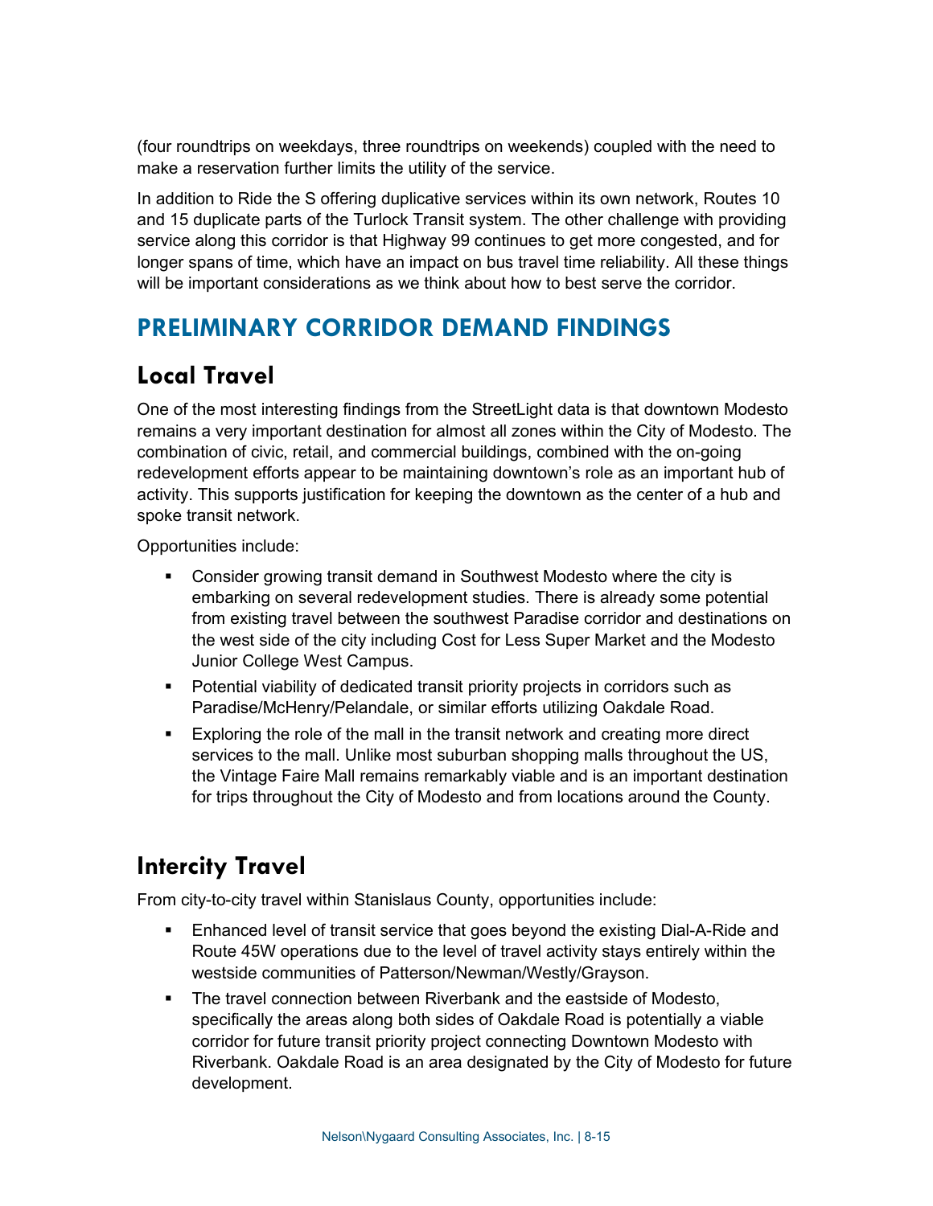(four roundtrips on weekdays, three roundtrips on weekends) coupled with the need to make a reservation further limits the utility of the service.

In addition to Ride the S offering duplicative services within its own network, Routes 10 and 15 duplicate parts of the Turlock Transit system. The other challenge with providing service along this corridor is that Highway 99 continues to get more congested, and for longer spans of time, which have an impact on bus travel time reliability. All these things will be important considerations as we think about how to best serve the corridor.

## PRELIMINARY CORRIDOR DEMAND FINDINGS

### Local Travel

One of the most interesting findings from the StreetLight data is that downtown Modesto remains a very important destination for almost all zones within the City of Modesto. The combination of civic, retail, and commercial buildings, combined with the on-going redevelopment efforts appear to be maintaining downtown's role as an important hub of activity. This supports justification for keeping the downtown as the center of a hub and spoke transit network.

Opportunities include:

- Consider growing transit demand in Southwest Modesto where the city is embarking on several redevelopment studies. There is already some potential from existing travel between the southwest Paradise corridor and destinations on the west side of the city including Cost for Less Super Market and the Modesto Junior College West Campus.
- Potential viability of dedicated transit priority projects in corridors such as Paradise/McHenry/Pelandale, or similar efforts utilizing Oakdale Road.
- Exploring the role of the mall in the transit network and creating more direct services to the mall. Unlike most suburban shopping malls throughout the US, the Vintage Faire Mall remains remarkably viable and is an important destination for trips throughout the City of Modesto and from locations around the County.

### Intercity Travel

From city-to-city travel within Stanislaus County, opportunities include:

- Enhanced level of transit service that goes beyond the existing Dial-A-Ride and Route 45W operations due to the level of travel activity stays entirely within the westside communities of Patterson/Newman/Westly/Grayson.
- The travel connection between Riverbank and the eastside of Modesto, specifically the areas along both sides of Oakdale Road is potentially a viable corridor for future transit priority project connecting Downtown Modesto with Riverbank. Oakdale Road is an area designated by the City of Modesto for future development.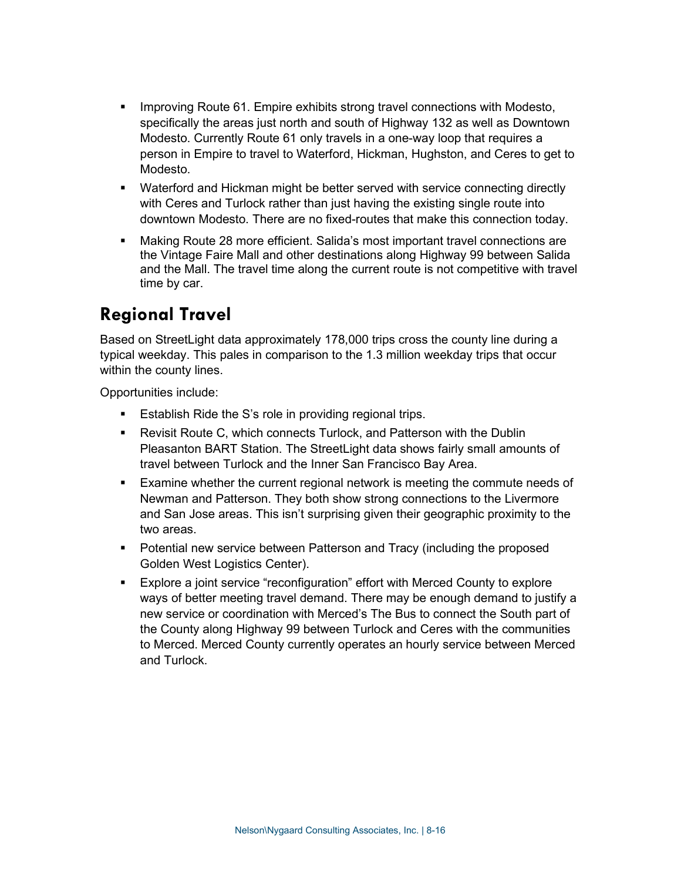- Improving Route 61. Empire exhibits strong travel connections with Modesto, specifically the areas just north and south of Highway 132 as well as Downtown Modesto. Currently Route 61 only travels in a one-way loop that requires a person in Empire to travel to Waterford, Hickman, Hughston, and Ceres to get to Modesto.
- Waterford and Hickman might be better served with service connecting directly with Ceres and Turlock rather than just having the existing single route into downtown Modesto. There are no fixed-routes that make this connection today.
- Making Route 28 more efficient. Salida's most important travel connections are the Vintage Faire Mall and other destinations along Highway 99 between Salida and the Mall. The travel time along the current route is not competitive with travel time by car.

## Regional Travel

Based on StreetLight data approximately 178,000 trips cross the county line during a typical weekday. This pales in comparison to the 1.3 million weekday trips that occur within the county lines.

Opportunities include:

- Establish Ride the S's role in providing regional trips.
- Revisit Route C, which connects Turlock, and Patterson with the Dublin Pleasanton BART Station. The StreetLight data shows fairly small amounts of travel between Turlock and the Inner San Francisco Bay Area.
- Examine whether the current regional network is meeting the commute needs of Newman and Patterson. They both show strong connections to the Livermore and San Jose areas. This isn't surprising given their geographic proximity to the two areas.
- Potential new service between Patterson and Tracy (including the proposed Golden West Logistics Center).
- Explore a joint service "reconfiguration" effort with Merced County to explore ways of better meeting travel demand. There may be enough demand to justify a new service or coordination with Merced's The Bus to connect the South part of the County along Highway 99 between Turlock and Ceres with the communities to Merced. Merced County currently operates an hourly service between Merced and Turlock.